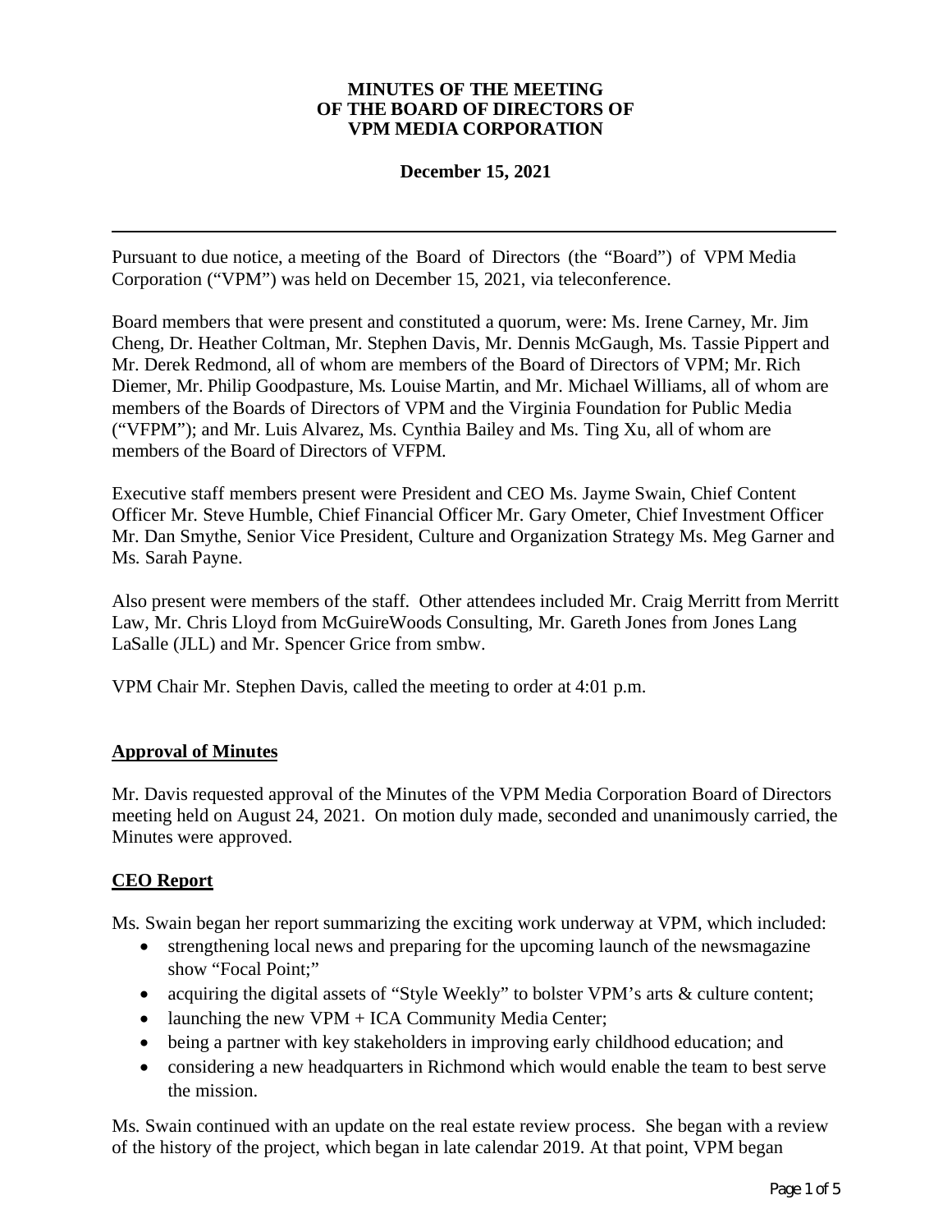**MINUTES OF THE MEETING**
**OF THE BOARD OF DIRECTORS OF**
**VPM MEDIA CORPORATION**

**December 15, 2021**

---

Pursuant to due notice, a meeting of the Board of Directors (the "Board") of VPM Media Corporation ("VPM") was held on December 15, 2021, via teleconference.

Board members that were present and constituted a quorum, were: Ms. Irene Carney, Mr. Jim Cheng, Dr. Heather Coltman, Mr. Stephen Davis, Mr. Dennis McGaugh, Ms. Tassie Pippert and Mr. Derek Redmond, all of whom are members of the Board of Directors of VPM; Mr. Rich Diemer, Mr. Philip Goodpasture, Ms. Louise Martin, and Mr. Michael Williams, all of whom are members of the Boards of Directors of VPM and the Virginia Foundation for Public Media ("VFPM"); and Mr. Luis Alvarez, Ms. Cynthia Bailey and Ms. Ting Xu, all of whom are members of the Board of Directors of VFPM.

Executive staff members present were President and CEO Ms. Jayme Swain, Chief Content Officer Mr. Steve Humble, Chief Financial Officer Mr. Gary Ometer, Chief Investment Officer Mr. Dan Smythe, Senior Vice President, Culture and Organization Strategy Ms. Meg Garner and Ms. Sarah Payne.

Also present were members of the staff. Other attendees included Mr. Craig Merritt from Merritt Law, Mr. Chris Lloyd from McGuireWoods Consulting, Mr. Gareth Jones from Jones Lang LaSalle (JLL) and Mr. Spencer Grice from smbw.

VPM Chair Mr. Stephen Davis, called the meeting to order at 4:01 p.m.

## Approval of Minutes

Mr. Davis requested approval of the Minutes of the VPM Media Corporation Board of Directors meeting held on August 24, 2021. On motion duly made, seconded and unanimously carried, the Minutes were approved.

## CEO Report

Ms. Swain began her report summarizing the exciting work underway at VPM, which included:

- strengthening local news and preparing for the upcoming launch of the newsmagazine show "Focal Point;"
- acquiring the digital assets of "Style Weekly" to bolster VPM's arts & culture content;
- launching the new VPM + ICA Community Media Center;
- being a partner with key stakeholders in improving early childhood education; and
- considering a new headquarters in Richmond which would enable the team to best serve the mission.

Ms. Swain continued with an update on the real estate review process. She began with a review of the history of the project, which began in late calendar 2019. At that point, VPM began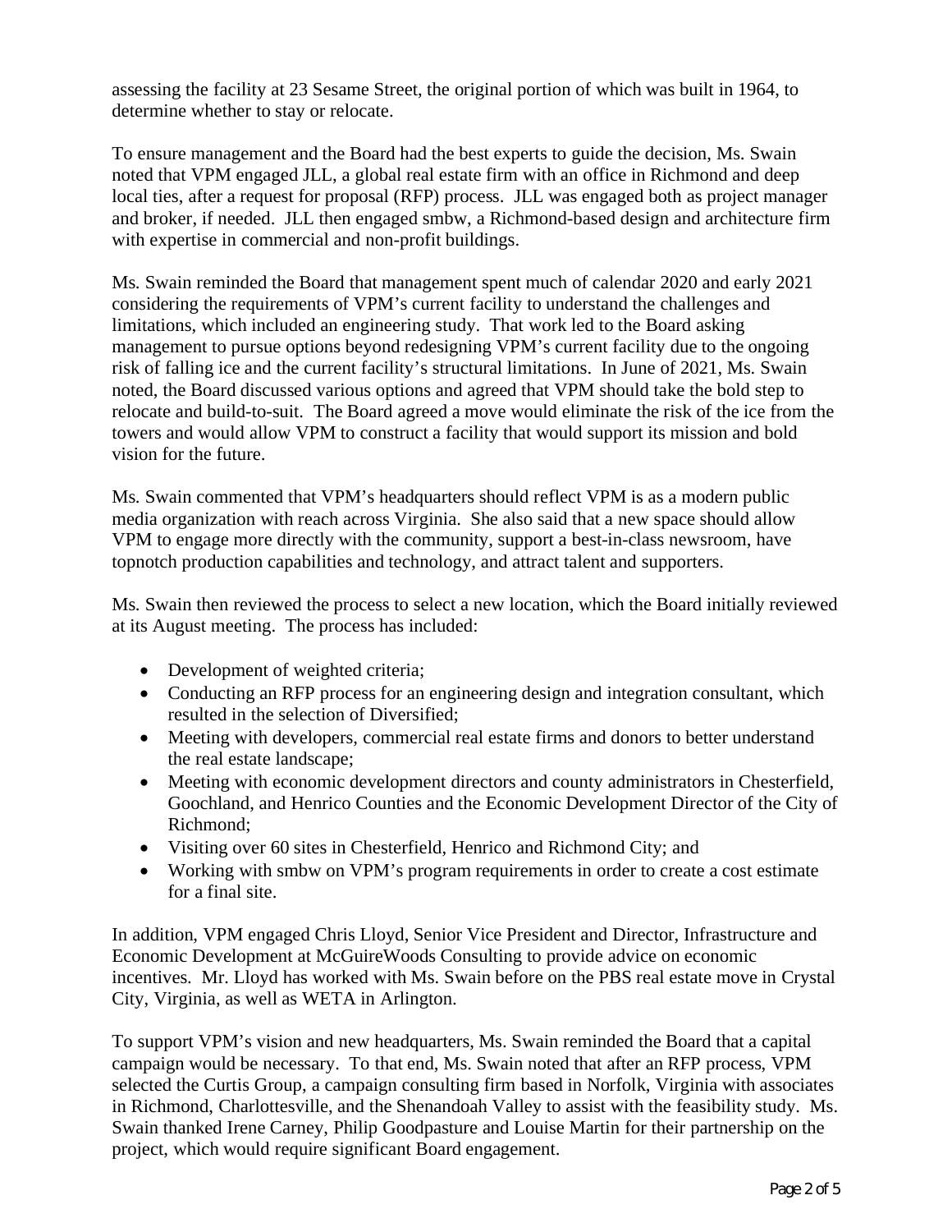assessing the facility at 23 Sesame Street, the original portion of which was built in 1964, to determine whether to stay or relocate.

To ensure management and the Board had the best experts to guide the decision, Ms. Swain noted that VPM engaged JLL, a global real estate firm with an office in Richmond and deep local ties, after a request for proposal (RFP) process. JLL was engaged both as project manager and broker, if needed. JLL then engaged smbw, a Richmond-based design and architecture firm with expertise in commercial and non-profit buildings.

Ms. Swain reminded the Board that management spent much of calendar 2020 and early 2021 considering the requirements of VPM's current facility to understand the challenges and limitations, which included an engineering study. That work led to the Board asking management to pursue options beyond redesigning VPM's current facility due to the ongoing risk of falling ice and the current facility's structural limitations. In June of 2021, Ms. Swain noted, the Board discussed various options and agreed that VPM should take the bold step to relocate and build-to-suit. The Board agreed a move would eliminate the risk of the ice from the towers and would allow VPM to construct a facility that would support its mission and bold vision for the future.

Ms. Swain commented that VPM's headquarters should reflect VPM is as a modern public media organization with reach across Virginia. She also said that a new space should allow VPM to engage more directly with the community, support a best-in-class newsroom, have topnotch production capabilities and technology, and attract talent and supporters.

Ms. Swain then reviewed the process to select a new location, which the Board initially reviewed at its August meeting. The process has included:

- Development of weighted criteria;
- Conducting an RFP process for an engineering design and integration consultant, which resulted in the selection of Diversified;
- Meeting with developers, commercial real estate firms and donors to better understand the real estate landscape;
- Meeting with economic development directors and county administrators in Chesterfield, Goochland, and Henrico Counties and the Economic Development Director of the City of Richmond;
- Visiting over 60 sites in Chesterfield, Henrico and Richmond City; and
- Working with smbw on VPM's program requirements in order to create a cost estimate for a final site.

In addition, VPM engaged Chris Lloyd, Senior Vice President and Director, Infrastructure and Economic Development at McGuireWoods Consulting to provide advice on economic incentives. Mr. Lloyd has worked with Ms. Swain before on the PBS real estate move in Crystal City, Virginia, as well as WETA in Arlington.

To support VPM's vision and new headquarters, Ms. Swain reminded the Board that a capital campaign would be necessary. To that end, Ms. Swain noted that after an RFP process, VPM selected the Curtis Group, a campaign consulting firm based in Norfolk, Virginia with associates in Richmond, Charlottesville, and the Shenandoah Valley to assist with the feasibility study. Ms. Swain thanked Irene Carney, Philip Goodpasture and Louise Martin for their partnership on the project, which would require significant Board engagement.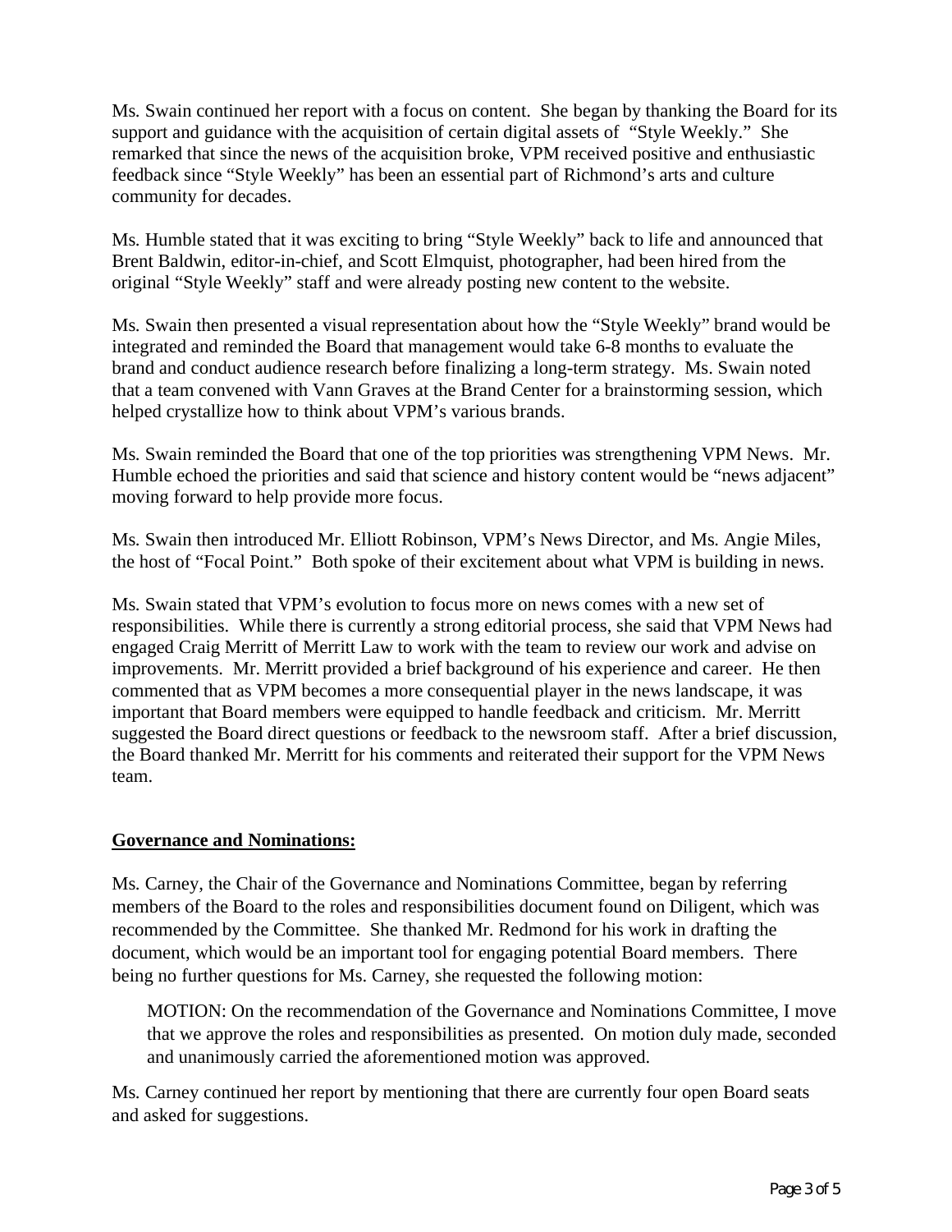Ms. Swain continued her report with a focus on content. She began by thanking the Board for its support and guidance with the acquisition of certain digital assets of "Style Weekly." She remarked that since the news of the acquisition broke, VPM received positive and enthusiastic feedback since "Style Weekly" has been an essential part of Richmond's arts and culture community for decades.

Ms. Humble stated that it was exciting to bring "Style Weekly" back to life and announced that Brent Baldwin, editor-in-chief, and Scott Elmquist, photographer, had been hired from the original "Style Weekly" staff and were already posting new content to the website.

Ms. Swain then presented a visual representation about how the "Style Weekly" brand would be integrated and reminded the Board that management would take 6-8 months to evaluate the brand and conduct audience research before finalizing a long-term strategy. Ms. Swain noted that a team convened with Vann Graves at the Brand Center for a brainstorming session, which helped crystallize how to think about VPM's various brands.

Ms. Swain reminded the Board that one of the top priorities was strengthening VPM News. Mr. Humble echoed the priorities and said that science and history content would be "news adjacent" moving forward to help provide more focus.

Ms. Swain then introduced Mr. Elliott Robinson, VPM's News Director, and Ms. Angie Miles, the host of "Focal Point." Both spoke of their excitement about what VPM is building in news.

Ms. Swain stated that VPM's evolution to focus more on news comes with a new set of responsibilities. While there is currently a strong editorial process, she said that VPM News had engaged Craig Merritt of Merritt Law to work with the team to review our work and advise on improvements. Mr. Merritt provided a brief background of his experience and career. He then commented that as VPM becomes a more consequential player in the news landscape, it was important that Board members were equipped to handle feedback and criticism. Mr. Merritt suggested the Board direct questions or feedback to the newsroom staff. After a brief discussion, the Board thanked Mr. Merritt for his comments and reiterated their support for the VPM News team.

**Governance and Nominations:**

Ms. Carney, the Chair of the Governance and Nominations Committee, began by referring members of the Board to the roles and responsibilities document found on Diligent, which was recommended by the Committee. She thanked Mr. Redmond for his work in drafting the document, which would be an important tool for engaging potential Board members. There being no further questions for Ms. Carney, she requested the following motion:

> MOTION: On the recommendation of the Governance and Nominations Committee, I move that we approve the roles and responsibilities as presented. On motion duly made, seconded and unanimously carried the aforementioned motion was approved.

Ms. Carney continued her report by mentioning that there are currently four open Board seats and asked for suggestions.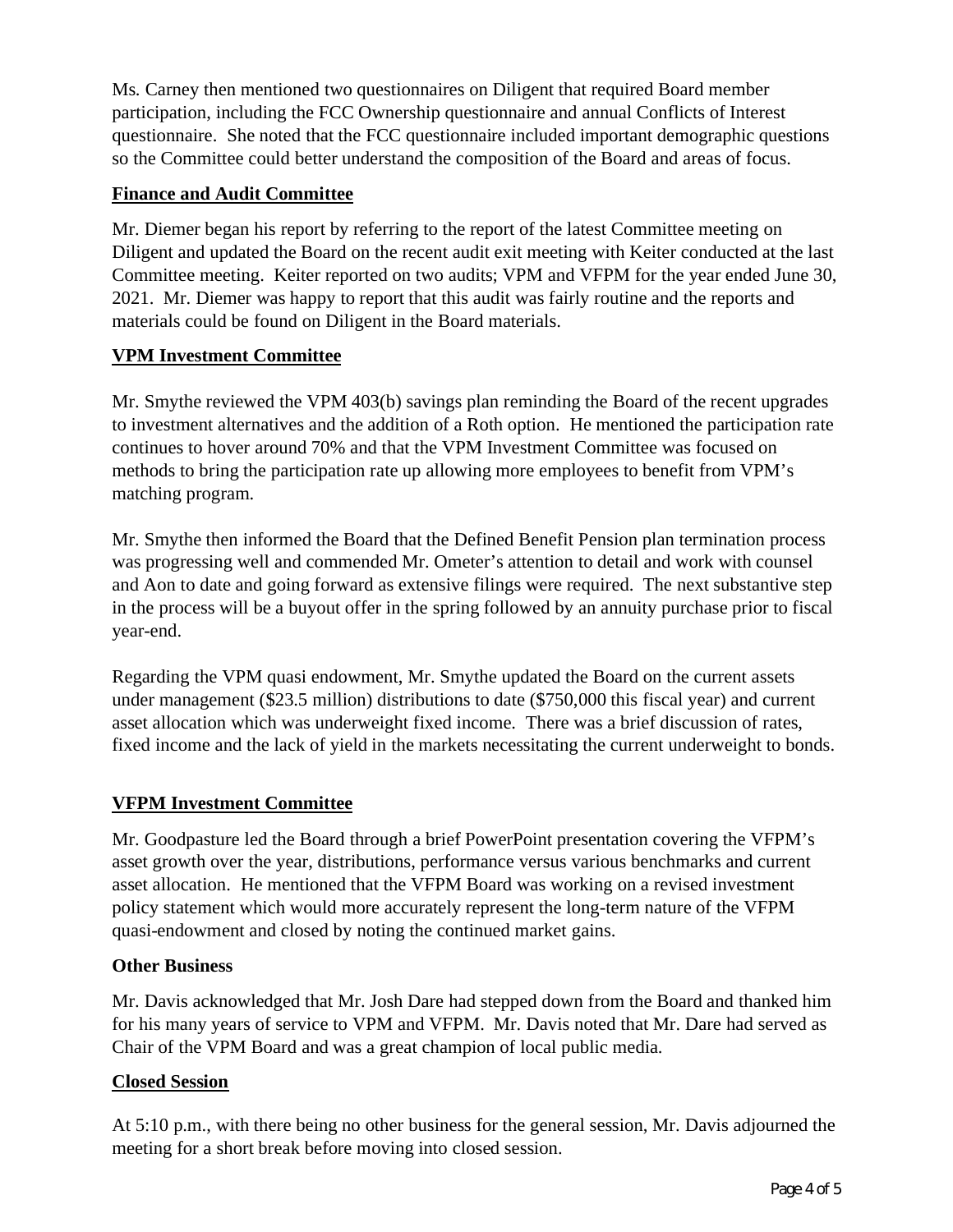Ms. Carney then mentioned two questionnaires on Diligent that required Board member participation, including the FCC Ownership questionnaire and annual Conflicts of Interest questionnaire. She noted that the FCC questionnaire included important demographic questions so the Committee could better understand the composition of the Board and areas of focus.

**Finance and Audit Committee**

Mr. Diemer began his report by referring to the report of the latest Committee meeting on Diligent and updated the Board on the recent audit exit meeting with Keiter conducted at the last Committee meeting. Keiter reported on two audits; VPM and VFPM for the year ended June 30, 2021. Mr. Diemer was happy to report that this audit was fairly routine and the reports and materials could be found on Diligent in the Board materials.

**VPM Investment Committee**

Mr. Smythe reviewed the VPM 403(b) savings plan reminding the Board of the recent upgrades to investment alternatives and the addition of a Roth option. He mentioned the participation rate continues to hover around 70% and that the VPM Investment Committee was focused on methods to bring the participation rate up allowing more employees to benefit from VPM's matching program.

Mr. Smythe then informed the Board that the Defined Benefit Pension plan termination process was progressing well and commended Mr. Ometer's attention to detail and work with counsel and Aon to date and going forward as extensive filings were required. The next substantive step in the process will be a buyout offer in the spring followed by an annuity purchase prior to fiscal year-end.

Regarding the VPM quasi endowment, Mr. Smythe updated the Board on the current assets under management ($23.5 million) distributions to date ($750,000 this fiscal year) and current asset allocation which was underweight fixed income. There was a brief discussion of rates, fixed income and the lack of yield in the markets necessitating the current underweight to bonds.

**VFPM Investment Committee**

Mr. Goodpasture led the Board through a brief PowerPoint presentation covering the VFPM's asset growth over the year, distributions, performance versus various benchmarks and current asset allocation. He mentioned that the VFPM Board was working on a revised investment policy statement which would more accurately represent the long-term nature of the VFPM quasi-endowment and closed by noting the continued market gains.

**Other Business**

Mr. Davis acknowledged that Mr. Josh Dare had stepped down from the Board and thanked him for his many years of service to VPM and VFPM. Mr. Davis noted that Mr. Dare had served as Chair of the VPM Board and was a great champion of local public media.

**Closed Session**

At 5:10 p.m., with there being no other business for the general session, Mr. Davis adjourned the meeting for a short break before moving into closed session.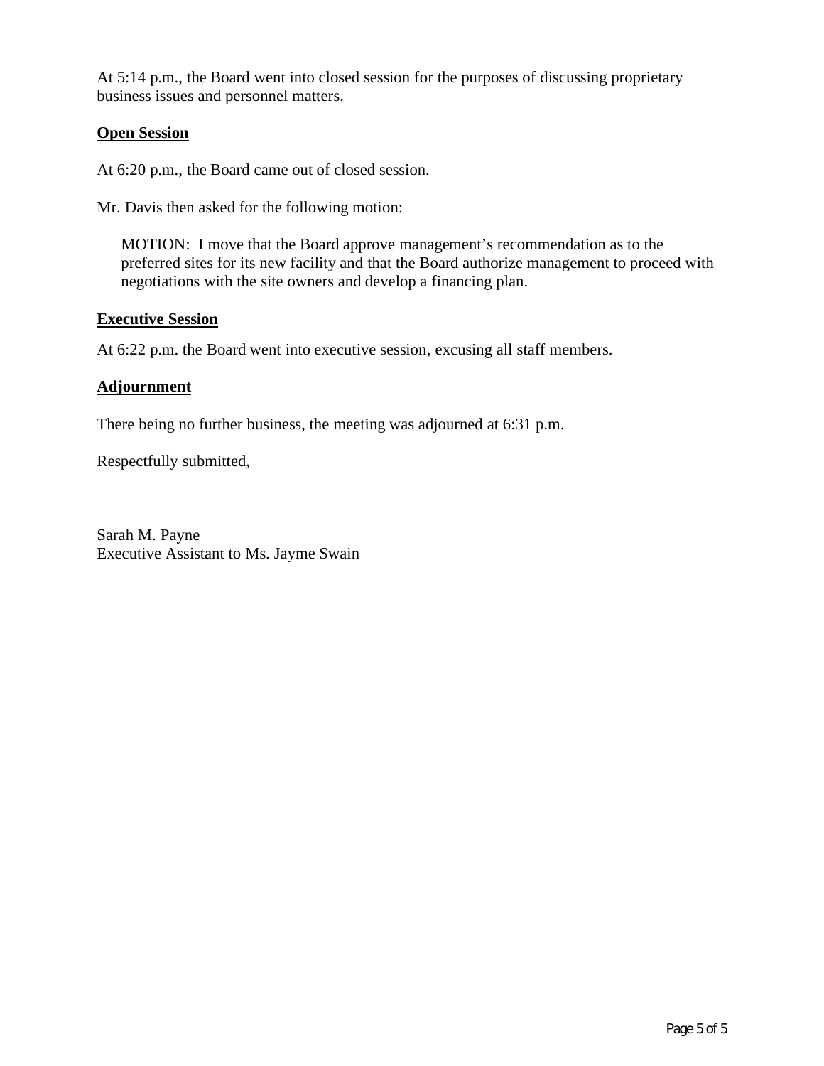At 5:14 p.m., the Board went into closed session for the purposes of discussing proprietary business issues and personnel matters.

**Open Session**

At 6:20 p.m., the Board came out of closed session.

Mr. Davis then asked for the following motion:

> MOTION: I move that the Board approve management's recommendation as to the preferred sites for its new facility and that the Board authorize management to proceed with negotiations with the site owners and develop a financing plan.

**Executive Session**

At 6:22 p.m. the Board went into executive session, excusing all staff members.

**Adjournment**

There being no further business, the meeting was adjourned at 6:31 p.m.

Respectfully submitted,

Sarah M. Payne
Executive Assistant to Ms. Jayme Swain